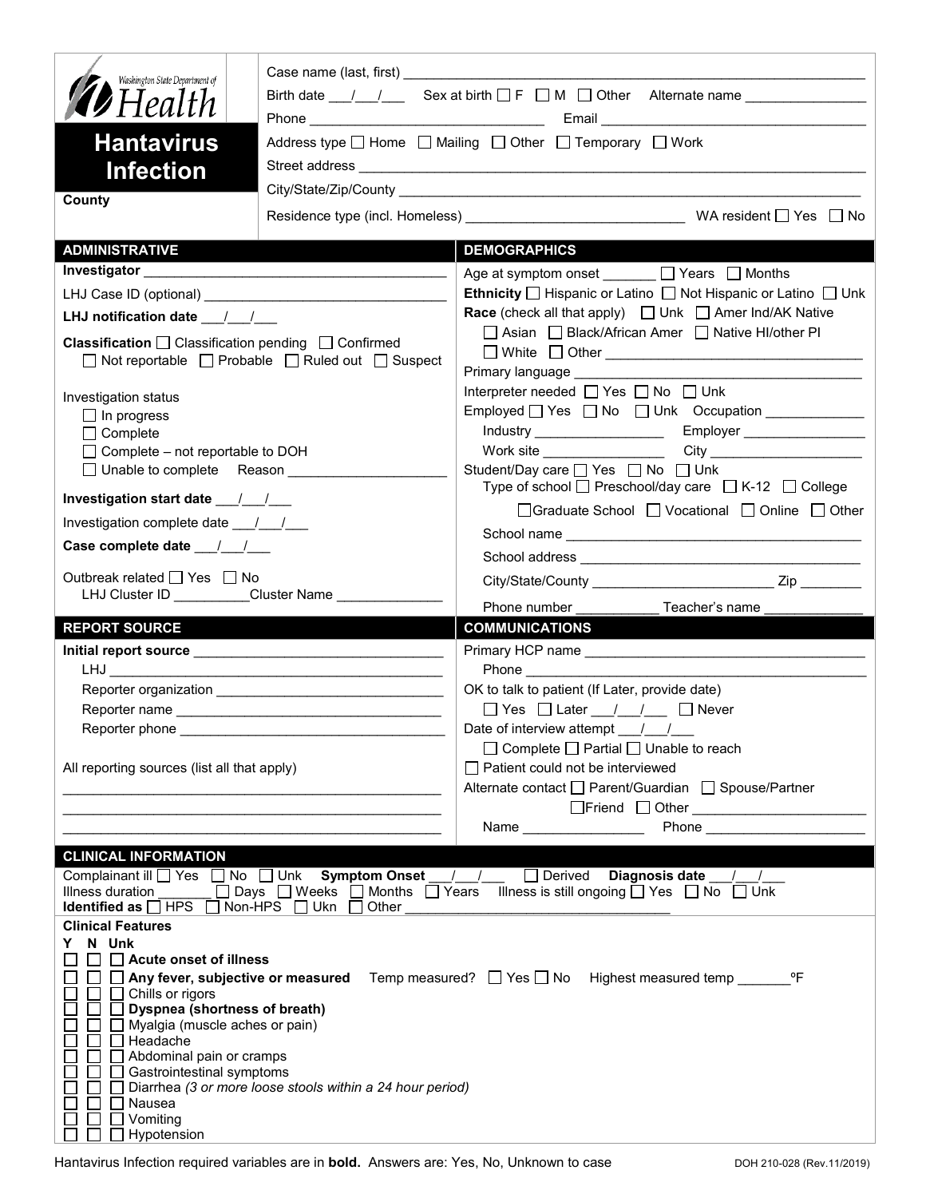Washington State Department of Health

# Hantavirus Infection

**County**

Case name (last, first) ___________________________________

Birth date ___/___/___ Sex at birth ☐ F ☐ M ☐ Other Alternate name _______________

Phone _____________________ Email _____________________

Address type ☐ Home ☐ Mailing ☐ Other ☐ Temporary ☐ Work

Street address ___________________________________

City/State/Zip/County ___________________________________

Residence type (incl. Homeless) _____________________ WA resident ☐ Yes ☐ No

## ADMINISTRATIVE

**Investigator** _____________________

LHJ Case ID (optional) _____________________

**LHJ notification date** ___/___/___

**Classification** ☐ Classification pending ☐ Confirmed
☐ Not reportable ☐ Probable ☐ Ruled out ☐ Suspect

Investigation status
☐ In progress
☐ Complete
☐ Complete – not reportable to DOH
☐ Unable to complete Reason _____________________

**Investigation start date** ___/___/___

Investigation complete date ___/___/___

**Case complete date** ___/___/___

Outbreak related ☐ Yes ☐ No
LHJ Cluster ID __________ Cluster Name ______________

## DEMOGRAPHICS

Age at symptom onset _______ ☐ Years ☐ Months

**Ethnicity** ☐ Hispanic or Latino ☐ Not Hispanic or Latino ☐ Unk

**Race** (check all that apply) ☐ Unk ☐ Amer Ind/AK Native
☐ Asian ☐ Black/African Amer ☐ Native HI/other PI
☐ White ☐ Other _____________________

Primary language _____________________

Interpreter needed ☐ Yes ☐ No ☐ Unk

Employed ☐ Yes ☐ No ☐ Unk Occupation _____________
Industry _________________ Employer ________________
Work site ________________ City ____________________

Student/Day care ☐ Yes ☐ No ☐ Unk
Type of school ☐ Preschool/day care ☐ K-12 ☐ College
☐ Graduate School ☐ Vocational ☐ Online ☐ Other
School name _____________________
School address _____________________
City/State/County ________________ Zip ________
Phone number ___________ Teacher's name _____________

## REPORT SOURCE

**Initial report source** _____________________
LHJ _____________________
Reporter organization _____________________
Reporter name _____________________
Reporter phone _____________________

All reporting sources (list all that apply)
_____________________
_____________________
_____________________

## COMMUNICATIONS

Primary HCP name _____________________
Phone _____________________

OK to talk to patient (If Later, provide date)
☐ Yes ☐ Later ___/___/___ ☐ Never

Date of interview attempt ___/___/___
☐ Complete ☐ Partial ☐ Unable to reach

☐ Patient could not be interviewed

Alternate contact ☐ Parent/Guardian ☐ Spouse/Partner
☐ Friend ☐ Other _____________________
Name ________________ Phone ____________________

## CLINICAL INFORMATION

Complainant ill ☐ Yes ☐ No ☐ Unk **Symptom Onset** ___/___/___ ☐ Derived **Diagnosis date** ___/___/___

Illness duration _______ ☐ Days ☐ Weeks ☐ Months ☐ Years Illness is still ongoing ☐ Yes ☐ No ☐ Unk

**Identified as** ☐ HPS ☐ Non-HPS ☐ Ukn ☐ Other _____________________

**Clinical Features**

| Y | N | Unk | |
|---|---|---|---|
| ☐ | ☐ | ☐ | **Acute onset of illness** |
| ☐ | ☐ | ☐ | **Any fever, subjective or measured** Temp measured? ☐ Yes ☐ No Highest measured temp _______ºF |
| ☐ | ☐ | ☐ | Chills or rigors |
| ☐ | ☐ | ☐ | **Dyspnea (shortness of breath)** |
| ☐ | ☐ | ☐ | Myalgia (muscle aches or pain) |
| ☐ | ☐ | ☐ | Headache |
| ☐ | ☐ | ☐ | Abdominal pain or cramps |
| ☐ | ☐ | ☐ | Gastrointestinal symptoms |
| ☐ | ☐ | ☐ | Diarrhea *(3 or more loose stools within a 24 hour period)* |
| ☐ | ☐ | ☐ | Nausea |
| ☐ | ☐ | ☐ | Vomiting |
| ☐ | ☐ | ☐ | Hypotension |

Hantavirus Infection required variables are in **bold**. Answers are: Yes, No, Unknown to case

DOH 210-028 (Rev.11/2019)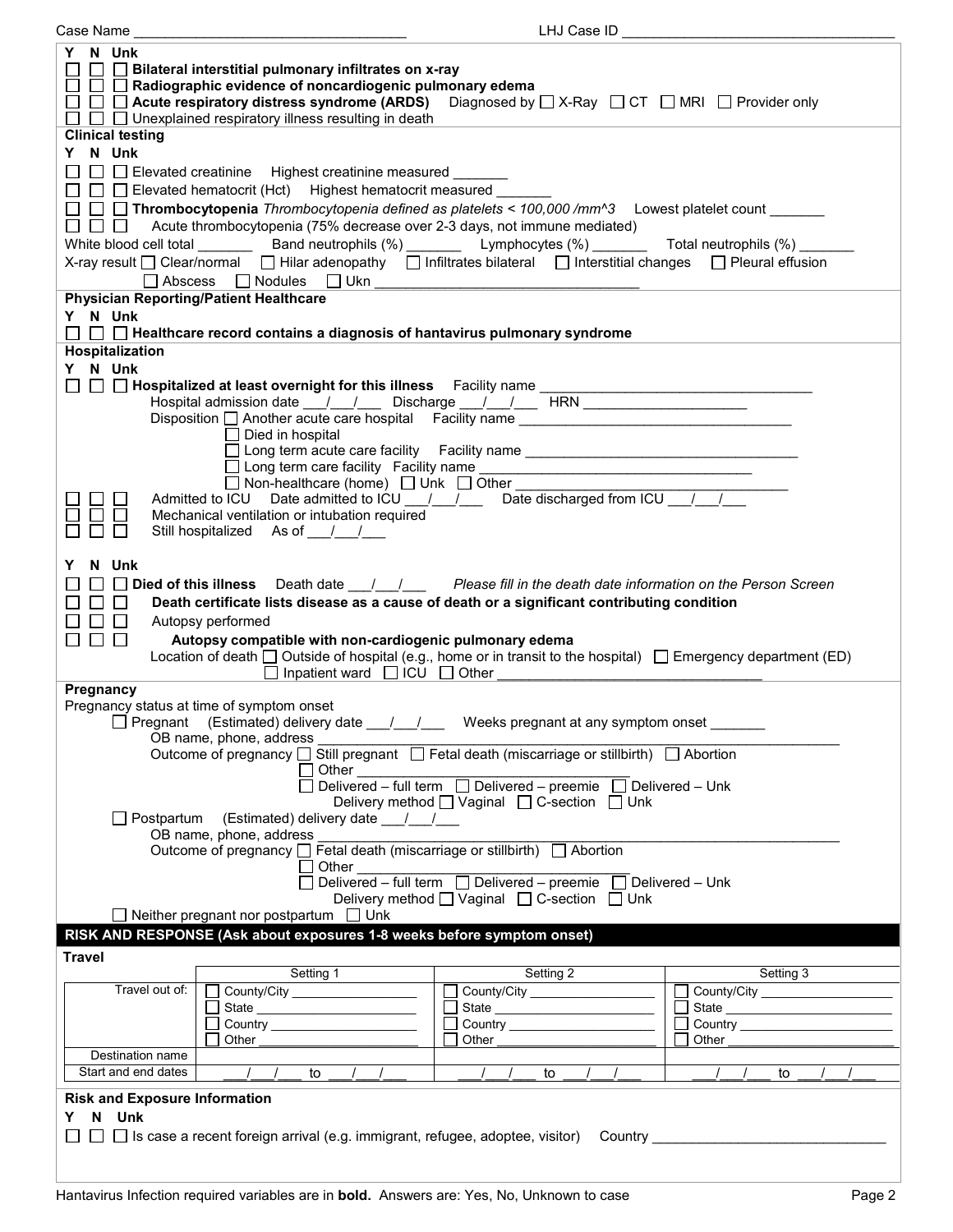Case Name ___________________________________ LHJ Case ID ___________________________________

Y N Unk

☐ ☐ ☐ **Bilateral interstitial pulmonary infiltrates on x-ray**

☐ ☐ ☐ **Radiographic evidence of noncardiogenic pulmonary edema**

☐ ☐ ☐ **Acute respiratory distress syndrome (ARDS)** Diagnosed by ☐ X-Ray ☐ CT ☐ MRI ☐ Provider only

☐ ☐ ☐ Unexplained respiratory illness resulting in death

**Clinical testing**

Y N Unk

☐ ☐ ☐ Elevated creatinine Highest creatinine measured _______

☐ ☐ ☐ Elevated hematocrit (Hct) Highest hematocrit measured _______

☐ ☐ ☐ **Thrombocytopenia** *Thrombocytopenia defined as platelets < 100,000 /mm^3* Lowest platelet count _______

☐ ☐ ☐ Acute thrombocytopenia (75% decrease over 2-3 days, not immune mediated)

White blood cell total _______ Band neutrophils (%) _______ Lymphocytes (%) _______ Total neutrophils (%) _______

X-ray result ☐ Clear/normal ☐ Hilar adenopathy ☐ Infiltrates bilateral ☐ Interstitial changes ☐ Pleural effusion ☐ Abscess ☐ Nodules ☐ Ukn _______________________________

**Physician Reporting/Patient Healthcare**

Y N Unk

☐ ☐ ☐ **Healthcare record contains a diagnosis of hantavirus pulmonary syndrome**

**Hospitalization**

Y N Unk

☐ ☐ ☐ **Hospitalized at least overnight for this illness** Facility name _______________________________

Hospital admission date ___/___/___ Discharge ___/___/___ HRN ____________________

Disposition ☐ Another acute care hospital Facility name _______________________________

☐ Died in hospital

☐ Long term acute care facility Facility name _______________________________

☐ Long term care facility Facility name _______________________________

☐ Non-healthcare (home) ☐ Unk ☐ Other _______________________________

☐ ☐ ☐ Admitted to ICU Date admitted to ICU ___/___/___ Date discharged from ICU ___/___/___

☐ ☐ ☐ Mechanical ventilation or intubation required

☐ ☐ ☐ Still hospitalized As of ___/___/___

Y N Unk

☐ ☐ ☐ **Died of this illness** Death date ___/___/___ *Please fill in the death date information on the Person Screen*

☐ ☐ ☐ **Death certificate lists disease as a cause of death or a significant contributing condition**

☐ ☐ ☐ Autopsy performed

☐ ☐ ☐ **Autopsy compatible with non-cardiogenic pulmonary edema**

Location of death ☐ Outside of hospital (e.g., home or in transit to the hospital) ☐ Emergency department (ED) ☐ Inpatient ward ☐ ICU ☐ Other _______________________________

**Pregnancy**

Pregnancy status at time of symptom onset

☐ Pregnant (Estimated) delivery date ___/___/___ Weeks pregnant at any symptom onset _______

OB name, phone, address _______________________________

Outcome of pregnancy ☐ Still pregnant ☐ Fetal death (miscarriage or stillbirth) ☐ Abortion ☐ Other _______________________________

☐ Delivered – full term ☐ Delivered – preemie ☐ Delivered – Unk

Delivery method ☐ Vaginal ☐ C-section ☐ Unk

☐ Postpartum (Estimated) delivery date ___/___/___

OB name, phone, address _______________________________

Outcome of pregnancy ☐ Fetal death (miscarriage or stillbirth) ☐ Abortion ☐ Other _______________________________

☐ Delivered – full term ☐ Delivered – preemie ☐ Delivered – Unk

Delivery method ☐ Vaginal ☐ C-section ☐ Unk

☐ Neither pregnant nor postpartum ☐ Unk

## RISK AND RESPONSE (Ask about exposures 1-8 weeks before symptom onset)

**Travel**

| | Setting 1 | Setting 2 | Setting 3 |
|---|---|---|---|
| Travel out of: | ☐ County/City ________ ☐ State ________ ☐ Country ________ ☐ Other ________ | ☐ County/City ________ ☐ State ________ ☐ Country ________ ☐ Other ________ | ☐ County/City ________ ☐ State ________ ☐ Country ________ ☐ Other ________ |
| Destination name | | | |
| Start and end dates | ___/___/___ to ___/___/___ | ___/___/___ to ___/___/___ | ___/___/___ to ___/___/___ |

**Risk and Exposure Information**

Y N Unk

☐ ☐ ☐ Is case a recent foreign arrival (e.g. immigrant, refugee, adoptee, visitor) Country _______________________________

Hantavirus Infection required variables are in **bold**. Answers are: Yes, No, Unknown to case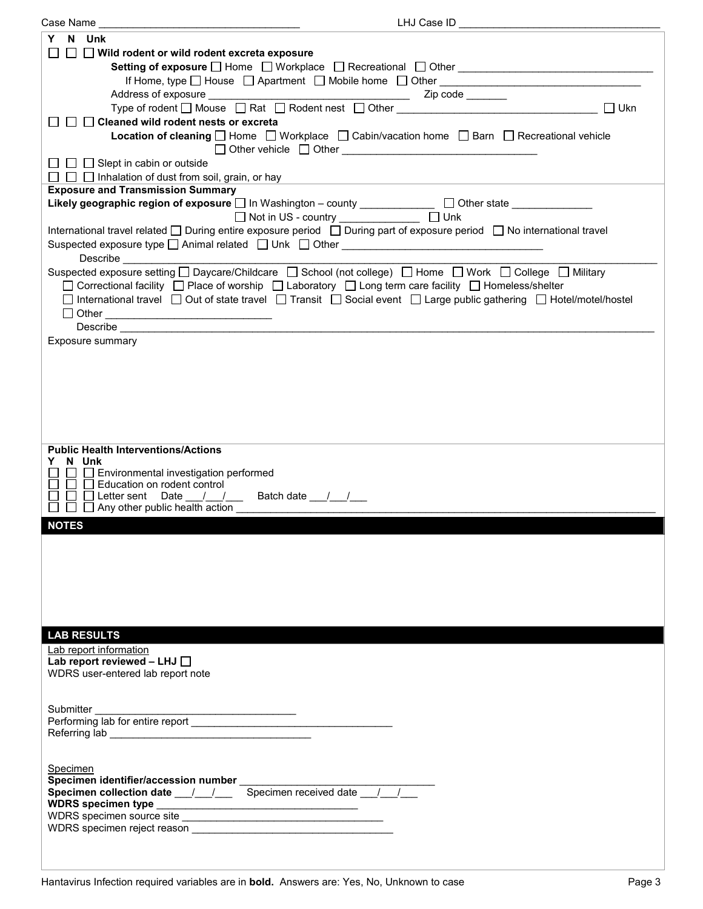Case Name ________________________________ LHJ Case ID ________________________________

**Y N Unk**

☐ ☐ ☐ **Wild rodent or wild rodent excreta exposure**

**Setting of exposure** ☐ Home ☐ Workplace ☐ Recreational ☐ Other ________________________________

If Home, type ☐ House ☐ Apartment ☐ Mobile home ☐ Other ________________________________

Address of exposure ________________________________ Zip code _______

Type of rodent ☐ Mouse ☐ Rat ☐ Rodent nest ☐ Other ________________________________ ☐ Ukn

☐ ☐ ☐ **Cleaned wild rodent nests or excreta**

**Location of cleaning** ☐ Home ☐ Workplace ☐ Cabin/vacation home ☐ Barn ☐ Recreational vehicle ☐ Other vehicle ☐ Other ________________________________

☐ ☐ ☐ Slept in cabin or outside

☐ ☐ ☐ Inhalation of dust from soil, grain, or hay

**Exposure and Transmission Summary**

**Likely geographic region of exposure** ☐ In Washington – county ____________ ☐ Other state _____________ ☐ Not in US - country _____________ ☐ Unk

International travel related ☐ During entire exposure period ☐ During part of exposure period ☐ No international travel

Suspected exposure type ☐ Animal related ☐ Unk ☐ Other ________________________________

Describe ________________________________

Suspected exposure setting ☐ Daycare/Childcare ☐ School (not college) ☐ Home ☐ Work ☐ College ☐ Military ☐ Correctional facility ☐ Place of worship ☐ Laboratory ☐ Long term care facility ☐ Homeless/shelter ☐ International travel ☐ Out of state travel ☐ Transit ☐ Social event ☐ Large public gathering ☐ Hotel/motel/hostel ☐ Other ____________________________

Describe ________________________________

Exposure summary

**Public Health Interventions/Actions**

**Y N Unk**

☐ ☐ ☐ Environmental investigation performed

☐ ☐ ☐ Education on rodent control

☐ ☐ ☐ Letter sent Date ___/___/___ Batch date ___/___/___

☐ ☐ ☐ Any other public health action ________________________________

## NOTES

## LAB RESULTS

Lab report information

**Lab report reviewed – LHJ** ☐

WDRS user-entered lab report note

Submitter ________________________________

Performing lab for entire report ________________________________

Referring lab ________________________________

Specimen

**Specimen identifier/accession number** ________________________________

**Specimen collection date** ___/___/___ Specimen received date ___/___/___

**WDRS specimen type** ________________________________

WDRS specimen source site ________________________________

WDRS specimen reject reason ________________________________

Hantavirus Infection required variables are in **bold**. Answers are: Yes, No, Unknown to case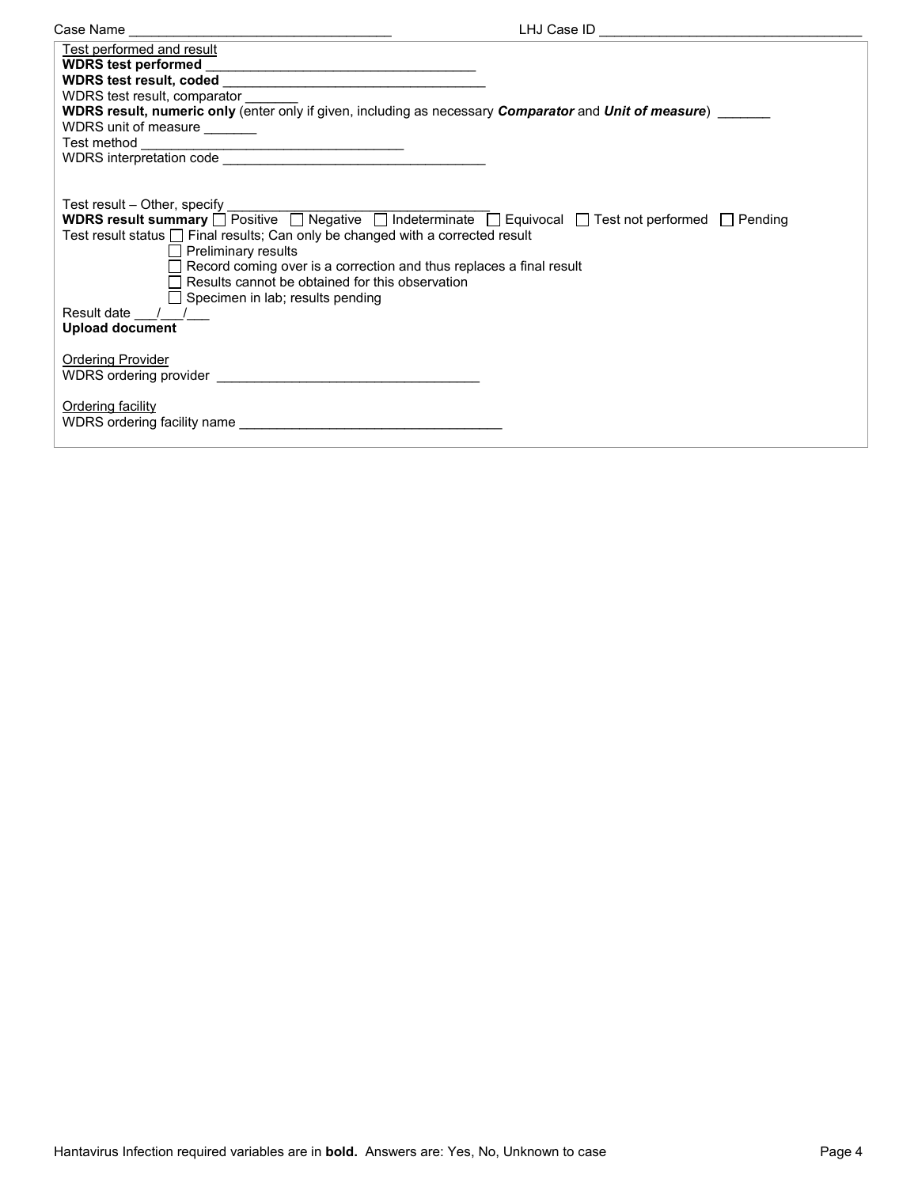Case Name ___________________________________ LHJ Case ID ___________________________________

Test performed and result

**WDRS test performed** ___________________________________

**WDRS test result, coded** ___________________________________

WDRS test result, comparator _______

**WDRS result, numeric only** (enter only if given, including as necessary ***Comparator*** and ***Unit of measure***) _______

WDRS unit of measure _______

Test method ___________________________________

WDRS interpretation code ___________________________________

Test result – Other, specify ___________________________________

**WDRS result summary** ☐ Positive ☐ Negative ☐ Indeterminate ☐ Equivocal ☐ Test not performed ☐ Pending

Test result status ☐ Final results; Can only be changed with a corrected result
☐ Preliminary results
☐ Record coming over is a correction and thus replaces a final result
☐ Results cannot be obtained for this observation
☐ Specimen in lab; results pending

Result date ___/___/___

**Upload document**

Ordering Provider

WDRS ordering provider ___________________________________

Ordering facility

WDRS ordering facility name ___________________________________

Hantavirus Infection required variables are in **bold**. Answers are: Yes, No, Unknown to case